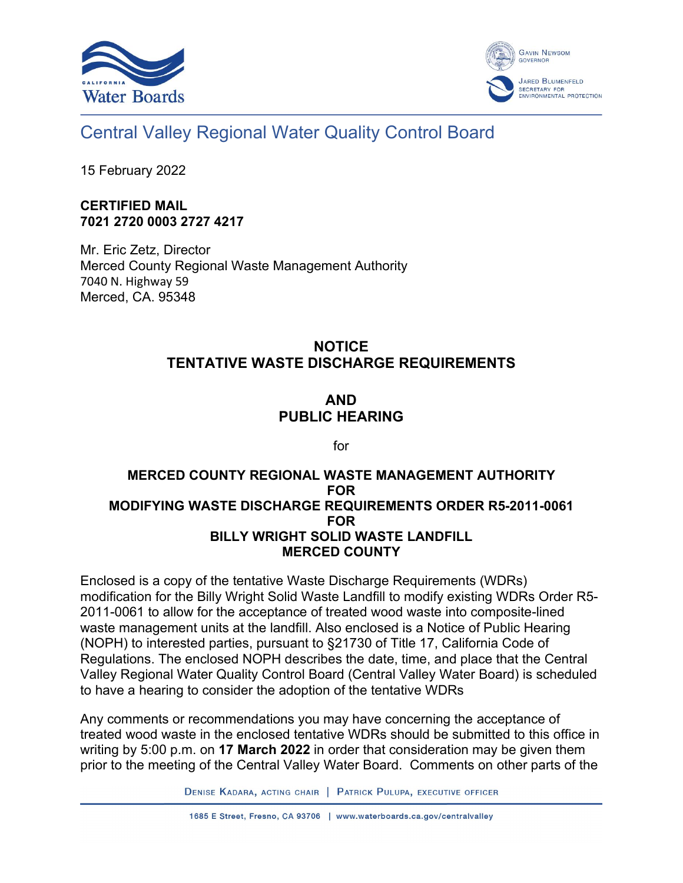# Central Valley Regional Water Quality Control Board

15 February 2022

**CERTIFIED MAIL**
**7021 2720 0003 2727 4217**

Mr. Eric Zetz, Director
Merced County Regional Waste Management Authority
7040 N. Highway 59
Merced, CA. 95348

## NOTICE
## TENTATIVE WASTE DISCHARGE REQUIREMENTS

## AND
## PUBLIC HEARING

for

### MERCED COUNTY REGIONAL WASTE MANAGEMENT AUTHORITY FOR MODIFYING WASTE DISCHARGE REQUIREMENTS ORDER R5-2011-0061 FOR BILLY WRIGHT SOLID WASTE LANDFILL MERCED COUNTY

Enclosed is a copy of the tentative Waste Discharge Requirements (WDRs) modification for the Billy Wright Solid Waste Landfill to modify existing WDRs Order R5-2011-0061 to allow for the acceptance of treated wood waste into composite-lined waste management units at the landfill. Also enclosed is a Notice of Public Hearing (NOPH) to interested parties, pursuant to §21730 of Title 17, California Code of Regulations. The enclosed NOPH describes the date, time, and place that the Central Valley Regional Water Quality Control Board (Central Valley Water Board) is scheduled to have a hearing to consider the adoption of the tentative WDRs

Any comments or recommendations you may have concerning the acceptance of treated wood waste in the enclosed tentative WDRs should be submitted to this office in writing by 5:00 p.m. on **17 March 2022** in order that consideration may be given them prior to the meeting of the Central Valley Water Board. Comments on other parts of the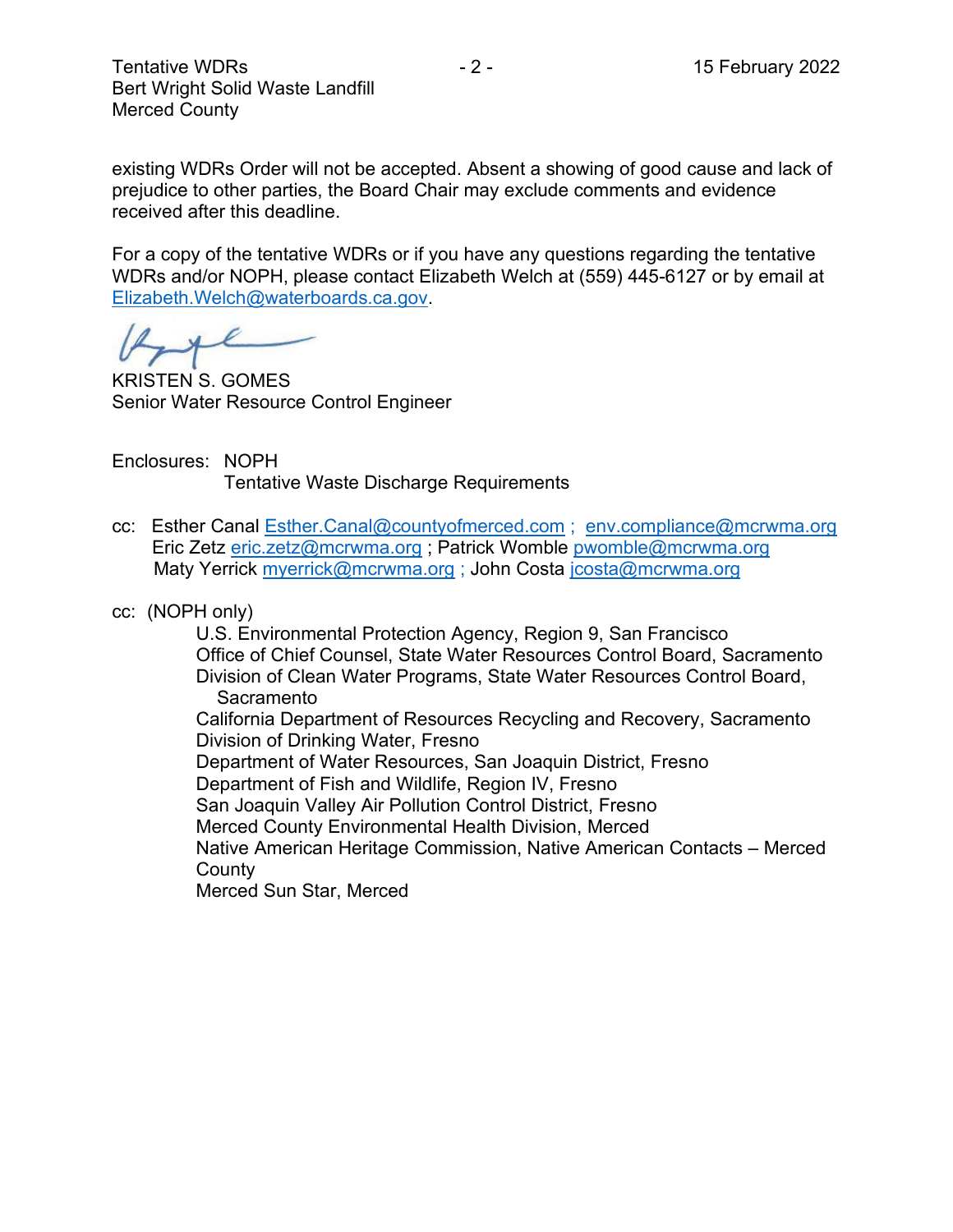existing WDRs Order will not be accepted. Absent a showing of good cause and lack of prejudice to other parties, the Board Chair may exclude comments and evidence received after this deadline.

For a copy of the tentative WDRs or if you have any questions regarding the tentative WDRs and/or NOPH, please contact Elizabeth Welch at (559) 445-6127 or by email at Elizabeth.Welch@waterboards.ca.gov.

KRISTEN S. GOMES
Senior Water Resource Control Engineer

Enclosures: NOPH
Tentative Waste Discharge Requirements

cc: Esther Canal Esther.Canal@countyofmerced.com ; env.compliance@mcrwma.org
Eric Zetz eric.zetz@mcrwma.org ; Patrick Womble pwomble@mcrwma.org
Maty Yerrick myerrick@mcrwma.org ; John Costa jcosta@mcrwma.org

cc: (NOPH only)
U.S. Environmental Protection Agency, Region 9, San Francisco
Office of Chief Counsel, State Water Resources Control Board, Sacramento
Division of Clean Water Programs, State Water Resources Control Board, Sacramento
California Department of Resources Recycling and Recovery, Sacramento
Division of Drinking Water, Fresno
Department of Water Resources, San Joaquin District, Fresno
Department of Fish and Wildlife, Region IV, Fresno
San Joaquin Valley Air Pollution Control District, Fresno
Merced County Environmental Health Division, Merced
Native American Heritage Commission, Native American Contacts – Merced County
Merced Sun Star, Merced